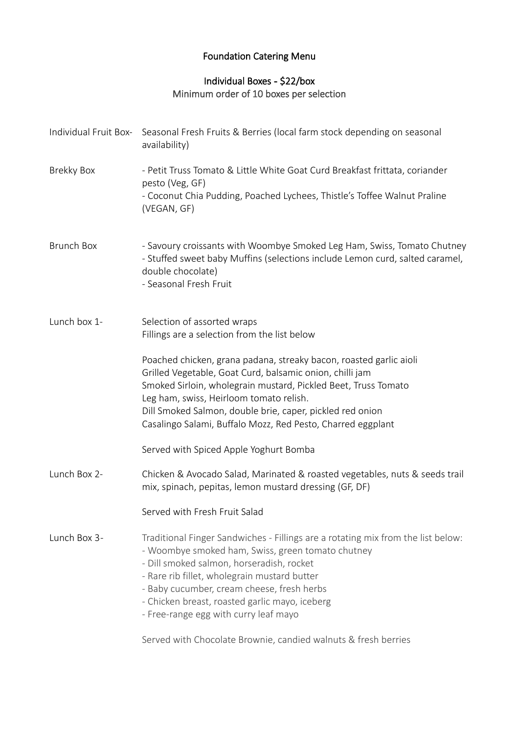# Foundation Catering Menu

## Individual Boxes - $22/box

Minimum order of 10 boxes per selection

**Individual Fruit Box-** Seasonal Fresh Fruits & Berries (local farm stock depending on seasonal availability)

**Brekky Box**

- Petit Truss Tomato & Little White Goat Curd Breakfast frittata, coriander pesto (Veg, GF)
- Coconut Chia Pudding, Poached Lychees, Thistle's Toffee Walnut Praline (VEGAN, GF)

**Brunch Box**

- Savoury croissants with Woombye Smoked Leg Ham, Swiss, Tomato Chutney
- Stuffed sweet baby Muffins (selections include Lemon curd, salted caramel, double chocolate)
- Seasonal Fresh Fruit

**Lunch box 1-**

Selection of assorted wraps
Fillings are a selection from the list below

Poached chicken, grana padana, streaky bacon, roasted garlic aioli
Grilled Vegetable, Goat Curd, balsamic onion, chilli jam
Smoked Sirloin, wholegrain mustard, Pickled Beet, Truss Tomato
Leg ham, swiss, Heirloom tomato relish.
Dill Smoked Salmon, double brie, caper, pickled red onion
Casalingo Salami, Buffalo Mozz, Red Pesto, Charred eggplant

Served with Spiced Apple Yoghurt Bomba

**Lunch Box 2-**

Chicken & Avocado Salad, Marinated & roasted vegetables, nuts & seeds trail mix, spinach, pepitas, lemon mustard dressing (GF, DF)

Served with Fresh Fruit Salad

**Lunch Box 3-**

Traditional Finger Sandwiches - Fillings are a rotating mix from the list below:

- Woombye smoked ham, Swiss, green tomato chutney
- Dill smoked salmon, horseradish, rocket
- Rare rib fillet, wholegrain mustard butter
- Baby cucumber, cream cheese, fresh herbs
- Chicken breast, roasted garlic mayo, iceberg
- Free-range egg with curry leaf mayo

Served with Chocolate Brownie, candied walnuts & fresh berries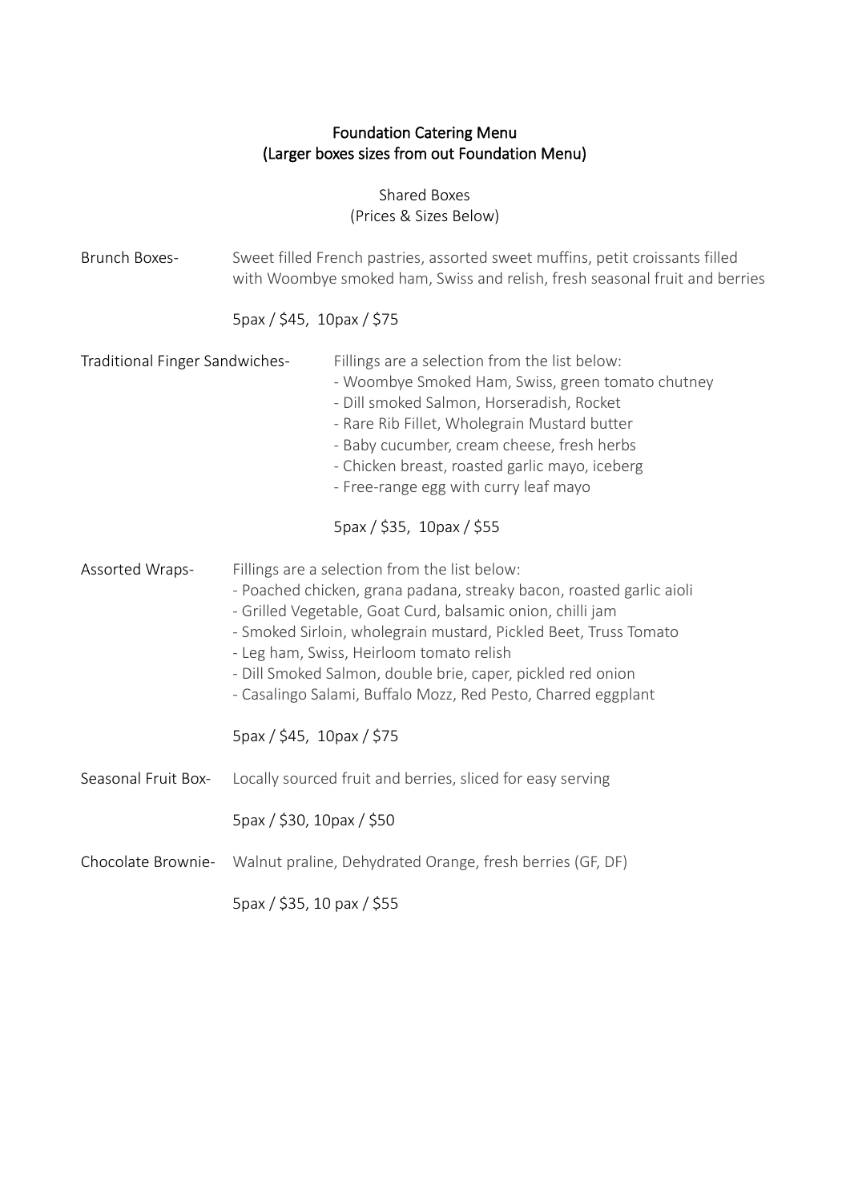# Foundation Catering Menu
## (Larger boxes sizes from out Foundation Menu)

### Shared Boxes
(Prices & Sizes Below)

**Brunch Boxes-** Sweet filled French pastries, assorted sweet muffins, petit croissants filled with Woombye smoked ham, Swiss and relish, fresh seasonal fruit and berries

5pax / $45, 10pax / $75

**Traditional Finger Sandwiches-** Fillings are a selection from the list below:

- Woombye Smoked Ham, Swiss, green tomato chutney
- Dill smoked Salmon, Horseradish, Rocket
- Rare Rib Fillet, Wholegrain Mustard butter
- Baby cucumber, cream cheese, fresh herbs
- Chicken breast, roasted garlic mayo, iceberg
- Free-range egg with curry leaf mayo

5pax / $35, 10pax / $55

**Assorted Wraps-** Fillings are a selection from the list below:

- Poached chicken, grana padana, streaky bacon, roasted garlic aioli
- Grilled Vegetable, Goat Curd, balsamic onion, chilli jam
- Smoked Sirloin, wholegrain mustard, Pickled Beet, Truss Tomato
- Leg ham, Swiss, Heirloom tomato relish
- Dill Smoked Salmon, double brie, caper, pickled red onion
- Casalingo Salami, Buffalo Mozz, Red Pesto, Charred eggplant

5pax / $45, 10pax / $75

**Seasonal Fruit Box-** Locally sourced fruit and berries, sliced for easy serving

5pax / $30, 10pax / $50

**Chocolate Brownie-** Walnut praline, Dehydrated Orange, fresh berries (GF, DF)

5pax / $35, 10 pax / $55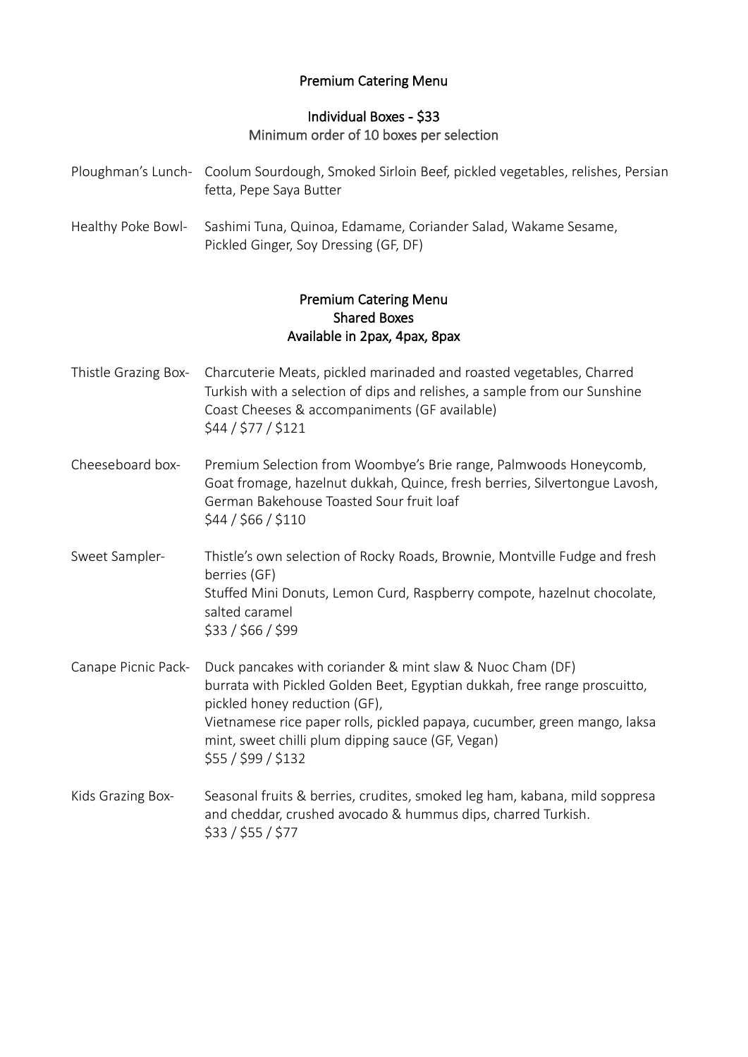## Premium Catering Menu

### Individual Boxes - $33

Minimum order of 10 boxes per selection

**Ploughman's Lunch-** Coolum Sourdough, Smoked Sirloin Beef, pickled vegetables, relishes, Persian fetta, Pepe Saya Butter

**Healthy Poke Bowl-** Sashimi Tuna, Quinoa, Edamame, Coriander Salad, Wakame Sesame, Pickled Ginger, Soy Dressing (GF, DF)

## Premium Catering Menu

### Shared Boxes

### Available in 2pax, 4pax, 8pax

**Thistle Grazing Box-** Charcuterie Meats, pickled marinaded and roasted vegetables, Charred Turkish with a selection of dips and relishes, a sample from our Sunshine Coast Cheeses & accompaniments (GF available)
$44 / $77 / $121

**Cheeseboard box-** Premium Selection from Woombye's Brie range, Palmwoods Honeycomb, Goat fromage, hazelnut dukkah, Quince, fresh berries, Silvertongue Lavosh, German Bakehouse Toasted Sour fruit loaf
$44 / $66 / $110

**Sweet Sampler-** Thistle's own selection of Rocky Roads, Brownie, Montville Fudge and fresh berries (GF)
Stuffed Mini Donuts, Lemon Curd, Raspberry compote, hazelnut chocolate, salted caramel
$33 / $66 / $99

**Canape Picnic Pack-** Duck pancakes with coriander & mint slaw & Nuoc Cham (DF)
burrata with Pickled Golden Beet, Egyptian dukkah, free range proscuitto, pickled honey reduction (GF),
Vietnamese rice paper rolls, pickled papaya, cucumber, green mango, laksa mint, sweet chilli plum dipping sauce (GF, Vegan)
$55 / $99 / $132

**Kids Grazing Box-** Seasonal fruits & berries, crudites, smoked leg ham, kabana, mild soppresa and cheddar, crushed avocado & hummus dips, charred Turkish.
$33 / $55 / $77